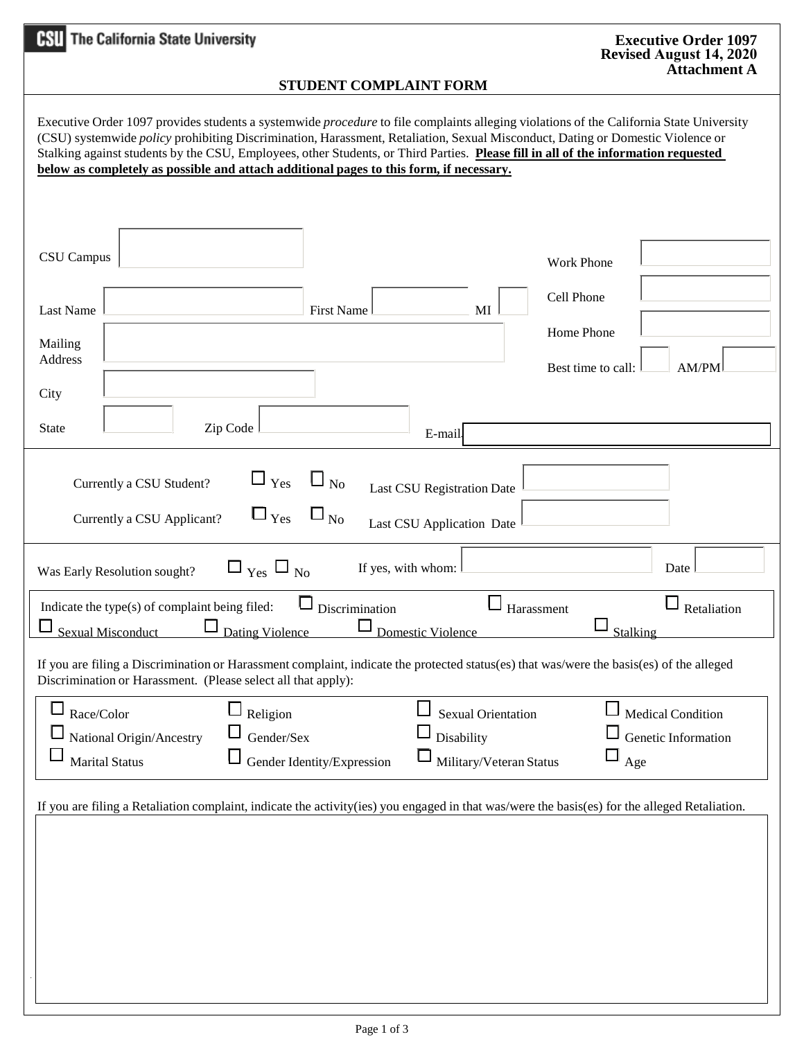The California State University

**Executive Order 1097**
**Revised August 14, 2020**
**Attachment A**

# STUDENT COMPLAINT FORM

Executive Order 1097 provides students a systemwide *procedure* to file complaints alleging violations of the California State University (CSU) systemwide *policy* prohibiting Discrimination, Harassment, Retaliation, Sexual Misconduct, Dating or Domestic Violence or Stalking against students by the CSU, Employees, other Students, or Third Parties. **Please fill in all of the information requested below as completely as possible and attach additional pages to this form, if necessary.**

CSU Campus ______________

Last Name ______________ First Name ______________ MI ____

Mailing Address ______________

City ______________

State ______ Zip Code ______________ E-mail ______________

Work Phone ______________

Cell Phone ______________

Home Phone ______________

Best time to call: ____ AM/PM ____

Currently a CSU Student? ☐ Yes ☐ No Last CSU Registration Date ______________

Currently a CSU Applicant? ☐ Yes ☐ No Last CSU Application Date ______________

Was Early Resolution sought? ☐ Yes ☐ No If yes, with whom: ______________ Date ______

Indicate the type(s) of complaint being filed: ☐ Discrimination ☐ Harassment ☐ Retaliation ☐ Sexual Misconduct ☐ Dating Violence ☐ Domestic Violence ☐ Stalking

If you are filing a Discrimination or Harassment complaint, indicate the protected status(es) that was/were the basis(es) of the alleged Discrimination or Harassment. (Please select all that apply):

☐ Race/Color ☐ Religion ☐ Sexual Orientation ☐ Medical Condition
☐ National Origin/Ancestry ☐ Gender/Sex ☐ Disability ☐ Genetic Information
☐ Marital Status ☐ Gender Identity/Expression ☐ Military/Veteran Status ☐ Age

If you are filing a Retaliation complaint, indicate the activity(ies) you engaged in that was/were the basis(es) for the alleged Retaliation.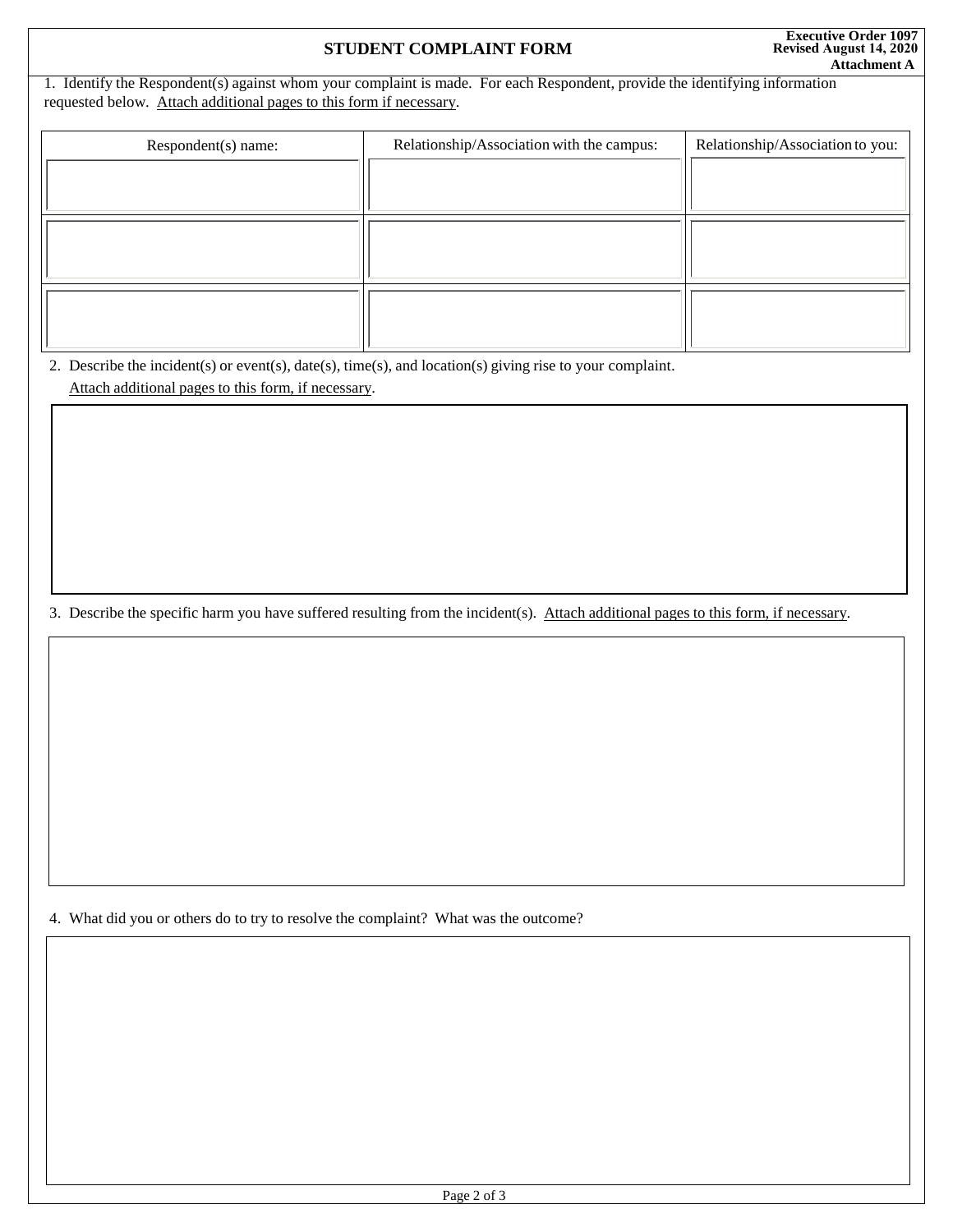# STUDENT COMPLAINT FORM

**Executive Order 1097**
**Revised August 14, 2020**
**Attachment A**

1. Identify the Respondent(s) against whom your complaint is made. For each Respondent, provide the identifying information requested below. Attach additional pages to this form if necessary.

| Respondent(s) name: | Relationship/Association with the campus: | Relationship/Association to you: |
| --- | --- | --- |
| | | |
| | | |
| | | |

2. Describe the incident(s) or event(s), date(s), time(s), and location(s) giving rise to your complaint. Attach additional pages to this form, if necessary.

3. Describe the specific harm you have suffered resulting from the incident(s). Attach additional pages to this form, if necessary.

4. What did you or others do to try to resolve the complaint? What was the outcome?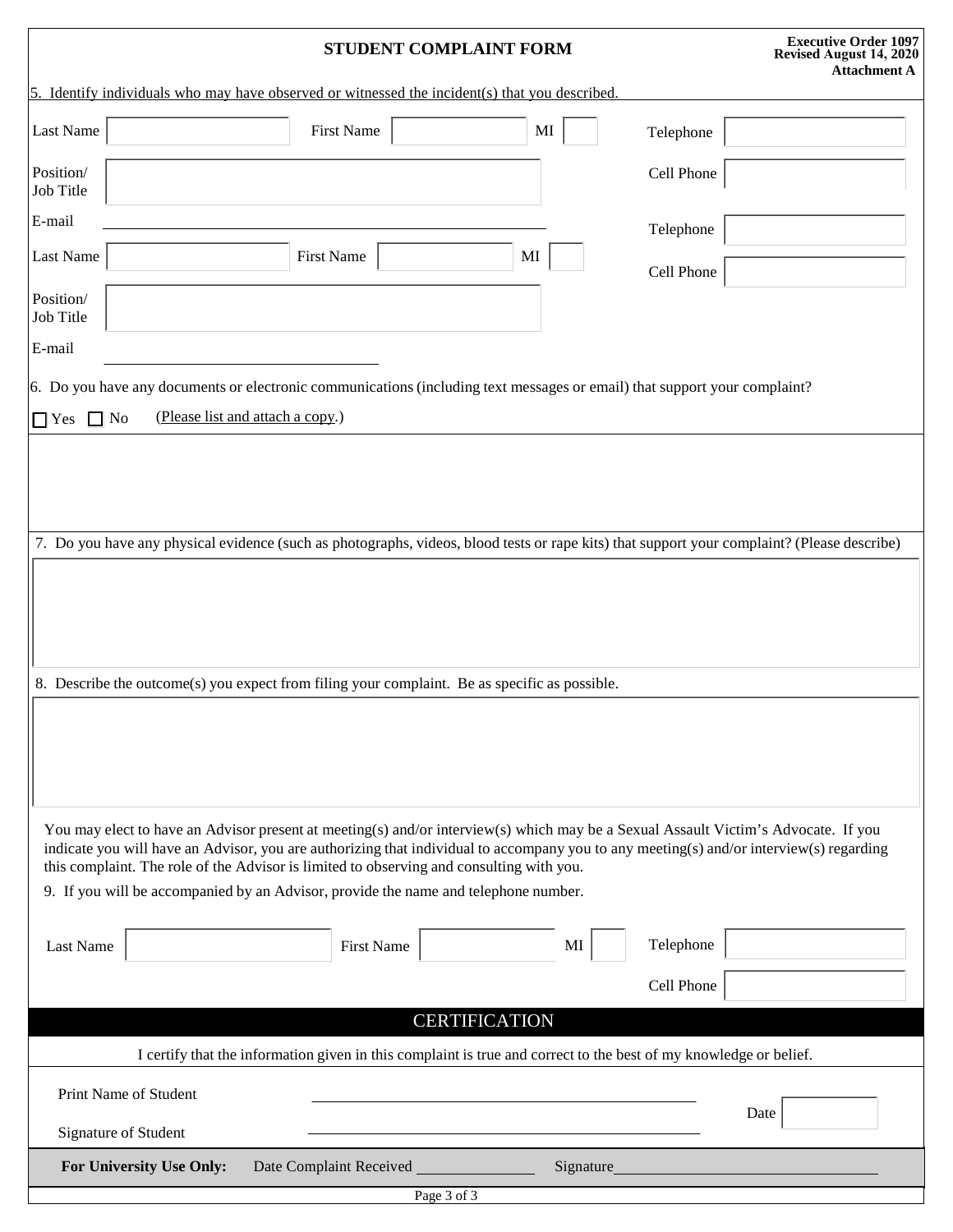**STUDENT COMPLAINT FORM**

**Executive Order 1097**
**Revised August 14, 2020**
**Attachment A**

5. Identify individuals who may have observed or witnessed the incident(s) that you described.

Last Name ______ First Name ______ MI ____ Telephone ______

Position/ Job Title ______ Cell Phone ______

E-mail ______

Telephone ______

Last Name ______ First Name ______ MI ____ Cell Phone ______

Position/ Job Title ______

E-mail ______

6. Do you have any documents or electronic communications (including text messages or email) that support your complaint?

☐ Yes ☐ No (Please list and attach a copy.)

7. Do you have any physical evidence (such as photographs, videos, blood tests or rape kits) that support your complaint? (Please describe)

8. Describe the outcome(s) you expect from filing your complaint. Be as specific as possible.

You may elect to have an Advisor present at meeting(s) and/or interview(s) which may be a Sexual Assault Victim's Advocate. If you indicate you will have an Advisor, you are authorizing that individual to accompany you to any meeting(s) and/or interview(s) regarding this complaint. The role of the Advisor is limited to observing and consulting with you.

9. If you will be accompanied by an Advisor, provide the name and telephone number.

Last Name ______ First Name ______ MI ____ Telephone ______

Cell Phone ______

## CERTIFICATION

I certify that the information given in this complaint is true and correct to the best of my knowledge or belief.

Print Name of Student ______

Signature of Student ______ Date ______

**For University Use Only:** Date Complaint Received ______ Signature ______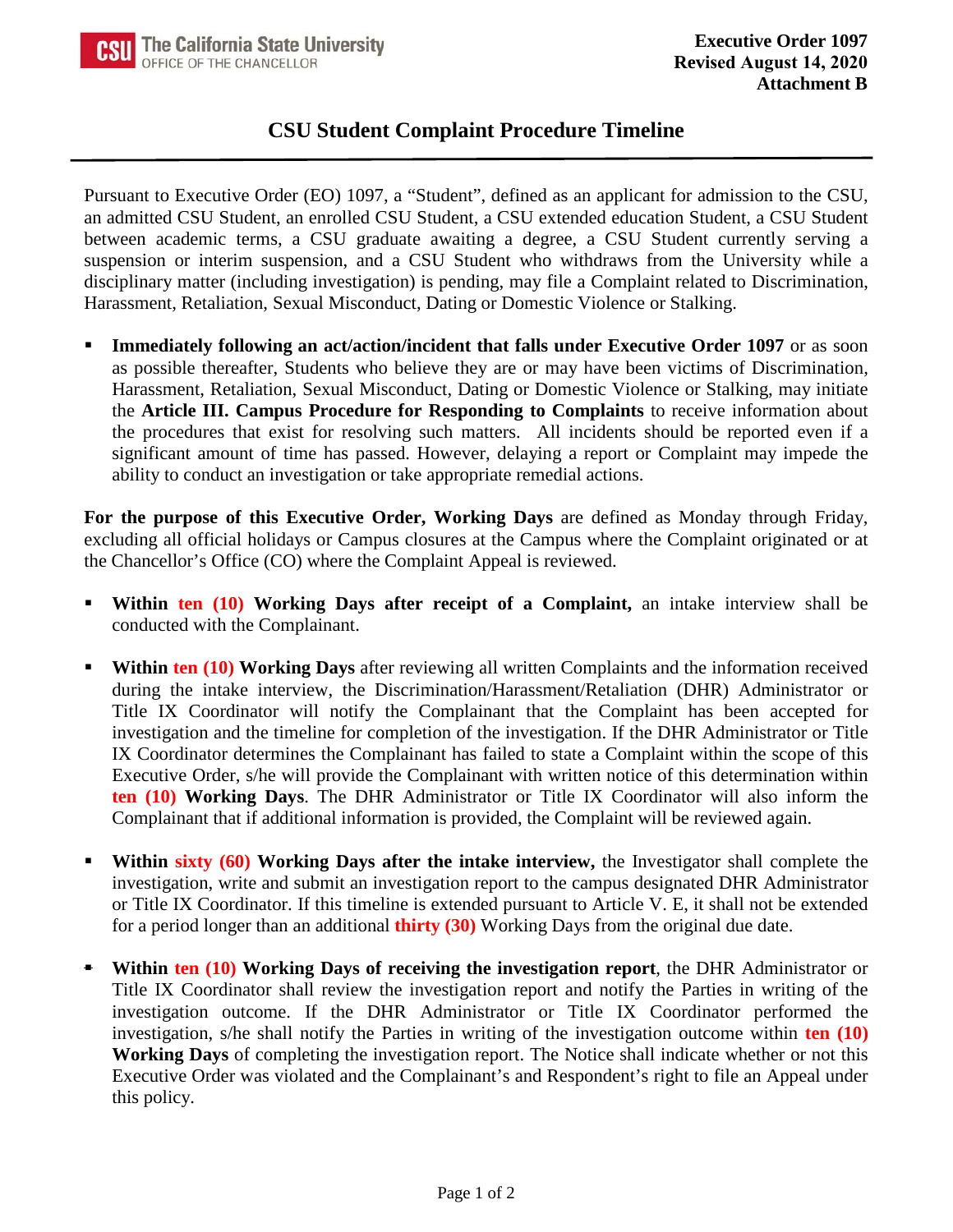Executive Order 1097
Revised August 14, 2020
**Attachment B**

# CSU Student Complaint Procedure Timeline

Pursuant to Executive Order (EO) 1097, a "Student", defined as an applicant for admission to the CSU, an admitted CSU Student, an enrolled CSU Student, a CSU extended education Student, a CSU Student between academic terms, a CSU graduate awaiting a degree, a CSU Student currently serving a suspension or interim suspension, and a CSU Student who withdraws from the University while a disciplinary matter (including investigation) is pending, may file a Complaint related to Discrimination, Harassment, Retaliation, Sexual Misconduct, Dating or Domestic Violence or Stalking.

- **Immediately following an act/action/incident that falls under Executive Order 1097** or as soon as possible thereafter, Students who believe they are or may have been victims of Discrimination, Harassment, Retaliation, Sexual Misconduct, Dating or Domestic Violence or Stalking, may initiate the **Article III. Campus Procedure for Responding to Complaints** to receive information about the procedures that exist for resolving such matters. All incidents should be reported even if a significant amount of time has passed. However, delaying a report or Complaint may impede the ability to conduct an investigation or take appropriate remedial actions.

**For the purpose of this Executive Order, Working Days** are defined as Monday through Friday, excluding all official holidays or Campus closures at the Campus where the Complaint originated or at the Chancellor's Office (CO) where the Complaint Appeal is reviewed.

- **Within ten (10) Working Days after receipt of a Complaint,** an intake interview shall be conducted with the Complainant.

- **Within ten (10) Working Days** after reviewing all written Complaints and the information received during the intake interview, the Discrimination/Harassment/Retaliation (DHR) Administrator or Title IX Coordinator will notify the Complainant that the Complaint has been accepted for investigation and the timeline for completion of the investigation. If the DHR Administrator or Title IX Coordinator determines the Complainant has failed to state a Complaint within the scope of this Executive Order, s/he will provide the Complainant with written notice of this determination within **ten (10) Working Days**. The DHR Administrator or Title IX Coordinator will also inform the Complainant that if additional information is provided, the Complaint will be reviewed again.

- **Within sixty (60) Working Days after the intake interview,** the Investigator shall complete the investigation, write and submit an investigation report to the campus designated DHR Administrator or Title IX Coordinator. If this timeline is extended pursuant to Article V. E, it shall not be extended for a period longer than an additional **thirty (30)** Working Days from the original due date.

- **Within ten (10) Working Days of receiving the investigation report**, the DHR Administrator or Title IX Coordinator shall review the investigation report and notify the Parties in writing of the investigation outcome. If the DHR Administrator or Title IX Coordinator performed the investigation, s/he shall notify the Parties in writing of the investigation outcome within **ten (10) Working Days** of completing the investigation report. The Notice shall indicate whether or not this Executive Order was violated and the Complainant's and Respondent's right to file an Appeal under this policy.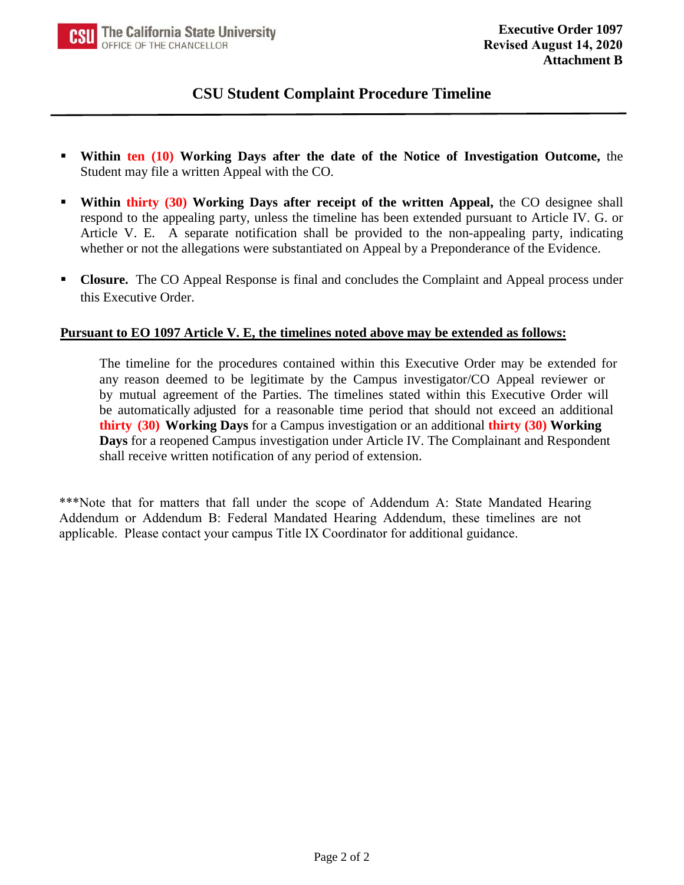**Executive Order 1097**
**Revised August 14, 2020**
**Attachment B**

# CSU Student Complaint Procedure Timeline

- **Within ten (10) Working Days after the date of the Notice of Investigation Outcome,** the Student may file a written Appeal with the CO.
- **Within thirty (30) Working Days after receipt of the written Appeal,** the CO designee shall respond to the appealing party, unless the timeline has been extended pursuant to Article IV. G. or Article V. E. A separate notification shall be provided to the non-appealing party, indicating whether or not the allegations were substantiated on Appeal by a Preponderance of the Evidence.
- **Closure.** The CO Appeal Response is final and concludes the Complaint and Appeal process under this Executive Order.

**Pursuant to EO 1097 Article V. E, the timelines noted above may be extended as follows:**

> The timeline for the procedures contained within this Executive Order may be extended for any reason deemed to be legitimate by the Campus investigator/CO Appeal reviewer or by mutual agreement of the Parties. The timelines stated within this Executive Order will be automatically adjusted for a reasonable time period that should not exceed an additional **thirty (30) Working Days** for a Campus investigation or an additional **thirty (30) Working Days** for a reopened Campus investigation under Article IV. The Complainant and Respondent shall receive written notification of any period of extension.

***Note that for matters that fall under the scope of Addendum A: State Mandated Hearing Addendum or Addendum B: Federal Mandated Hearing Addendum, these timelines are not applicable. Please contact your campus Title IX Coordinator for additional guidance.